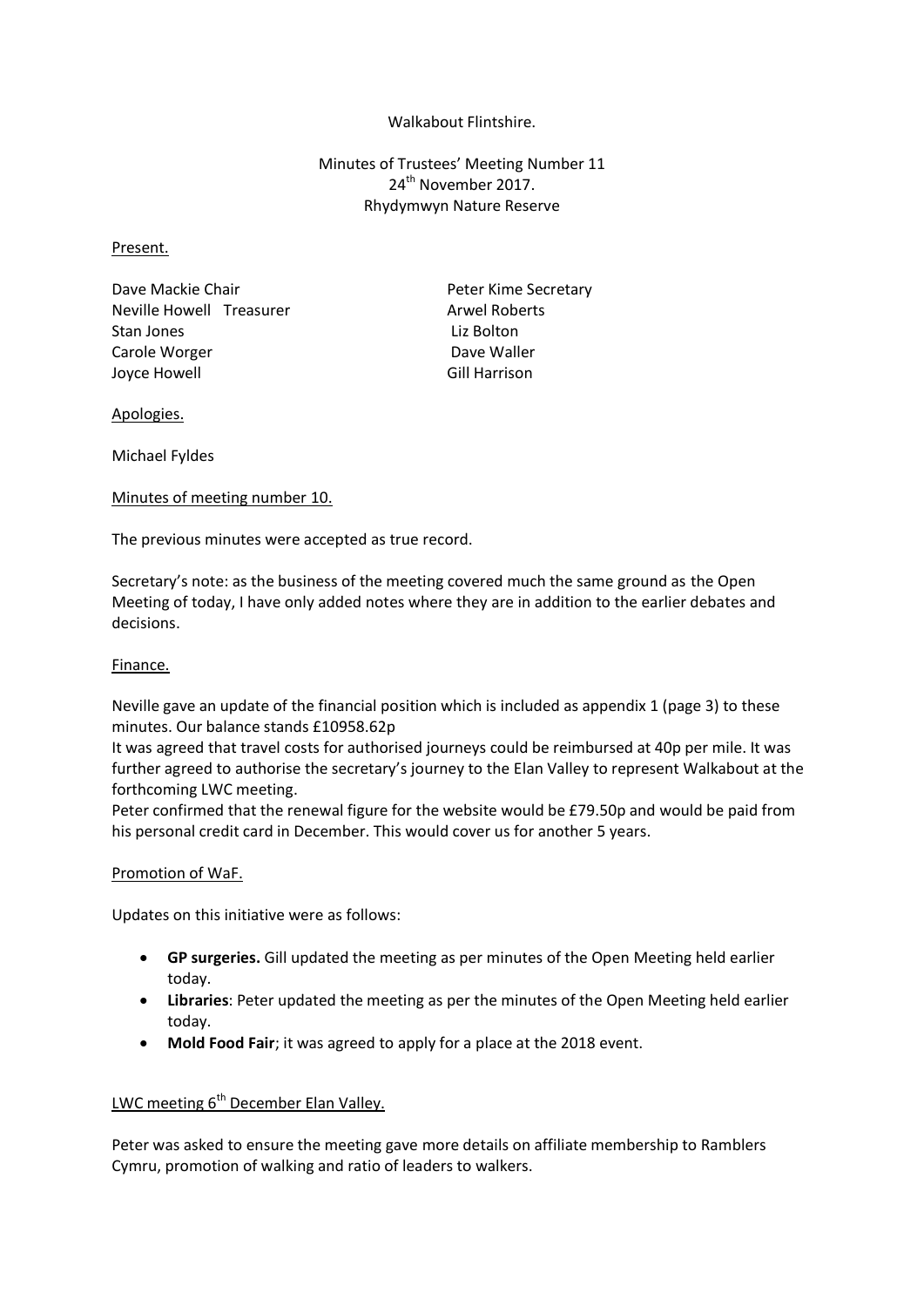Walkabout Flintshire.

Minutes of Trustees' Meeting Number 11
24th November 2017.
Rhydymwyn Nature Reserve

Present.

Dave Mackie Chair
Neville Howell Treasurer
Stan Jones
Carole Worger
Joyce Howell
Peter Kime Secretary
Arwel Roberts
Liz Bolton
Dave Waller
Gill Harrison

Apologies.

Michael Fyldes

Minutes of meeting number 10.

The previous minutes were accepted as true record.

Secretary's note: as the business of the meeting covered much the same ground as the Open Meeting of today, I have only added notes where they are in addition to the earlier debates and decisions.

Finance.

Neville gave an update of the financial position which is included as appendix 1 (page 3) to these minutes. Our balance stands £10958.62p

It was agreed that travel costs for authorised journeys could be reimbursed at 40p per mile. It was further agreed to authorise the secretary's journey to the Elan Valley to represent Walkabout at the forthcoming LWC meeting.

Peter confirmed that the renewal figure for the website would be £79.50p and would be paid from his personal credit card in December. This would cover us for another 5 years.

Promotion of WaF.

Updates on this initiative were as follows:

- **GP surgeries.** Gill updated the meeting as per minutes of the Open Meeting held earlier today.
- **Libraries**: Peter updated the meeting as per the minutes of the Open Meeting held earlier today.
- **Mold Food Fair**; it was agreed to apply for a place at the 2018 event.

LWC meeting 6th December Elan Valley.

Peter was asked to ensure the meeting gave more details on affiliate membership to Ramblers Cymru, promotion of walking and ratio of leaders to walkers.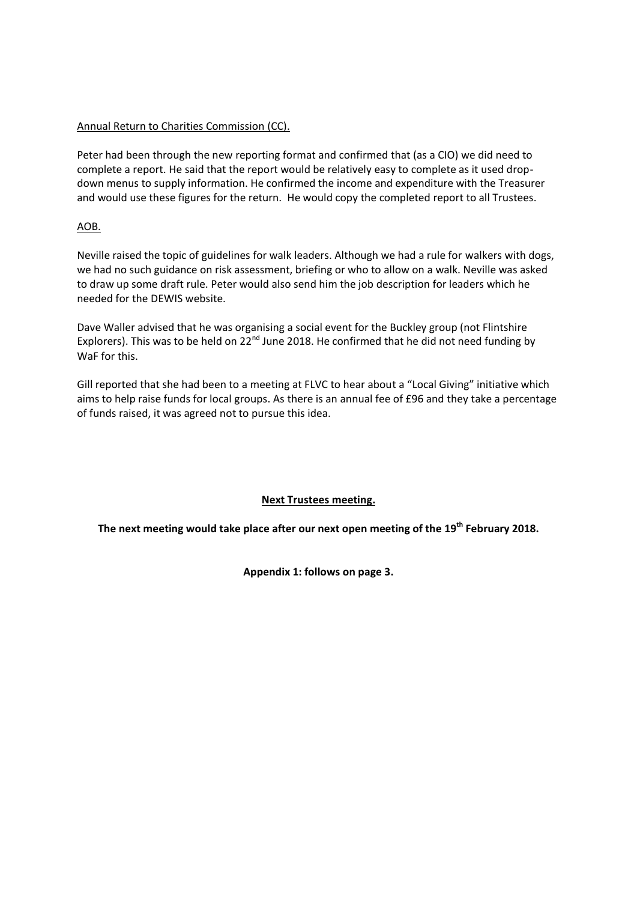Annual Return to Charities Commission (CC).

Peter had been through the new reporting format and confirmed that (as a CIO) we did need to complete a report. He said that the report would be relatively easy to complete as it used drop-down menus to supply information. He confirmed the income and expenditure with the Treasurer and would use these figures for the return. He would copy the completed report to all Trustees.

AOB.

Neville raised the topic of guidelines for walk leaders. Although we had a rule for walkers with dogs, we had no such guidance on risk assessment, briefing or who to allow on a walk. Neville was asked to draw up some draft rule. Peter would also send him the job description for leaders which he needed for the DEWIS website.

Dave Waller advised that he was organising a social event for the Buckley group (not Flintshire Explorers). This was to be held on 22nd June 2018. He confirmed that he did not need funding by WaF for this.

Gill reported that she had been to a meeting at FLVC to hear about a "Local Giving" initiative which aims to help raise funds for local groups. As there is an annual fee of £96 and they take a percentage of funds raised, it was agreed not to pursue this idea.

**Next Trustees meeting.**

**The next meeting would take place after our next open meeting of the 19th February 2018.**

**Appendix 1: follows on page 3.**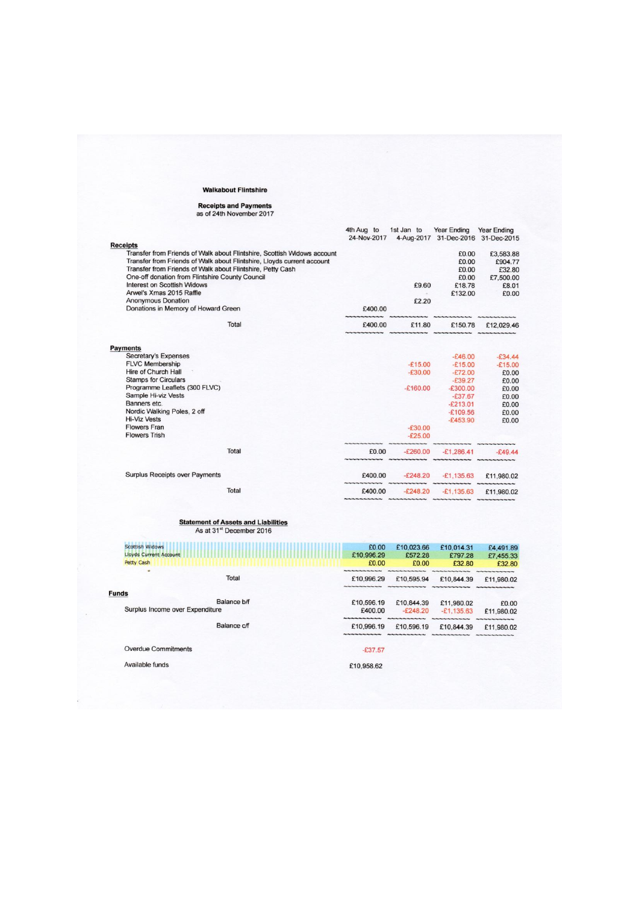**Walkabout Flintshire**

**Receipts and Payments**
as of 24th November 2017

| | 4th Aug to 24-Nov-2017 | 1st Jan to 4-Aug-2017 | Year Ending 31-Dec-2016 | Year Ending 31-Dec-2015 |
|---|---|---|---|---|
| **Receipts** | | | | |
| Transfer from Friends of Walk about Flintshire, Scottish Widows account | | | £0.00 | £3,583.88 |
| Transfer from Friends of Walk about Flintshire, Lloyds current account | | | £0.00 | £904.77 |
| Transfer from Friends of Walk about Flintshire, Petty Cash | | | £0.00 | £32.80 |
| One-off donation from Flintshire County Council | | | £0.00 | £7,500.00 |
| Interest on Scottish Widows | | £9.60 | £18.78 | £8.01 |
| Arwel's Xmas 2015 Raffle | | - | £132.00 | £0.00 |
| Anonymous Donation | | £2.20 | | |
| Donations in Memory of Howard Green | £400.00 | | | |
| Total | £400.00 | £11.80 | £150.78 | £12,029.46 |
| **Payments** | | | | |
| Secretary's Expenses | | | -£46.00 | -£34.44 |
| FLVC Membership | | -£15.00 | -£15.00 | -£15.00 |
| Hire of Church Hall | | -£30.00 | -£72.00 | £0.00 |
| Stamps for Circulars | | | -£39.27 | £0.00 |
| Programme Leaflets (300 FLVC) | | -£160.00 | -£300.00 | £0.00 |
| Sample Hi-viz Vests | | | -£37.67 | £0.00 |
| Banners etc. | | | -£213.01 | £0.00 |
| Nordic Walking Poles, 2 off | | | -£109.56 | £0.00 |
| Hi-Viz Vests | | | -£453.90 | £0.00 |
| Flowers Fran | | -£30.00 | | |
| Flowers Trish | | -£25.00 | | |
| Total | £0.00 | -£260.00 | -£1,286.41 | -£49.44 |
| Surplus Receipts over Payments | £400.00 | -£248.20 | -£1,135.63 | £11,980.02 |
| Total | £400.00 | -£248.20 | -£1,135.63 | £11,980.02 |

**Statement of Assets and Liabilities**
As at 31st December 2016

| | | | | |
|---|---|---|---|---|
| Scottish Widows | £0.00 | £10,023.66 | £10,014.31 | £4,491.89 |
| Lloyds Current Account | £10,996.29 | £572.28 | £797.28 | £7,455.33 |
| Petty Cash | £0.00 | £0.00 | £32.80 | £32.80 |
| Total | £10,996.29 | £10,595.94 | £10,844.39 | £11,980.02 |
| **Funds** | | | | |
| Balance b/f | £10,596.19 | £10,844.39 | £11,980.02 | £0.00 |
| Surplus Income over Expenditure | £400.00 | -£248.20 | -£1,135.63 | £11,980.02 |
| Balance c/f | £10,996.19 | £10,596.19 | £10,844.39 | £11,980.02 |
| Overdue Commitments | -£37.57 | | | |
| Available funds | £10,958.62 | | | |